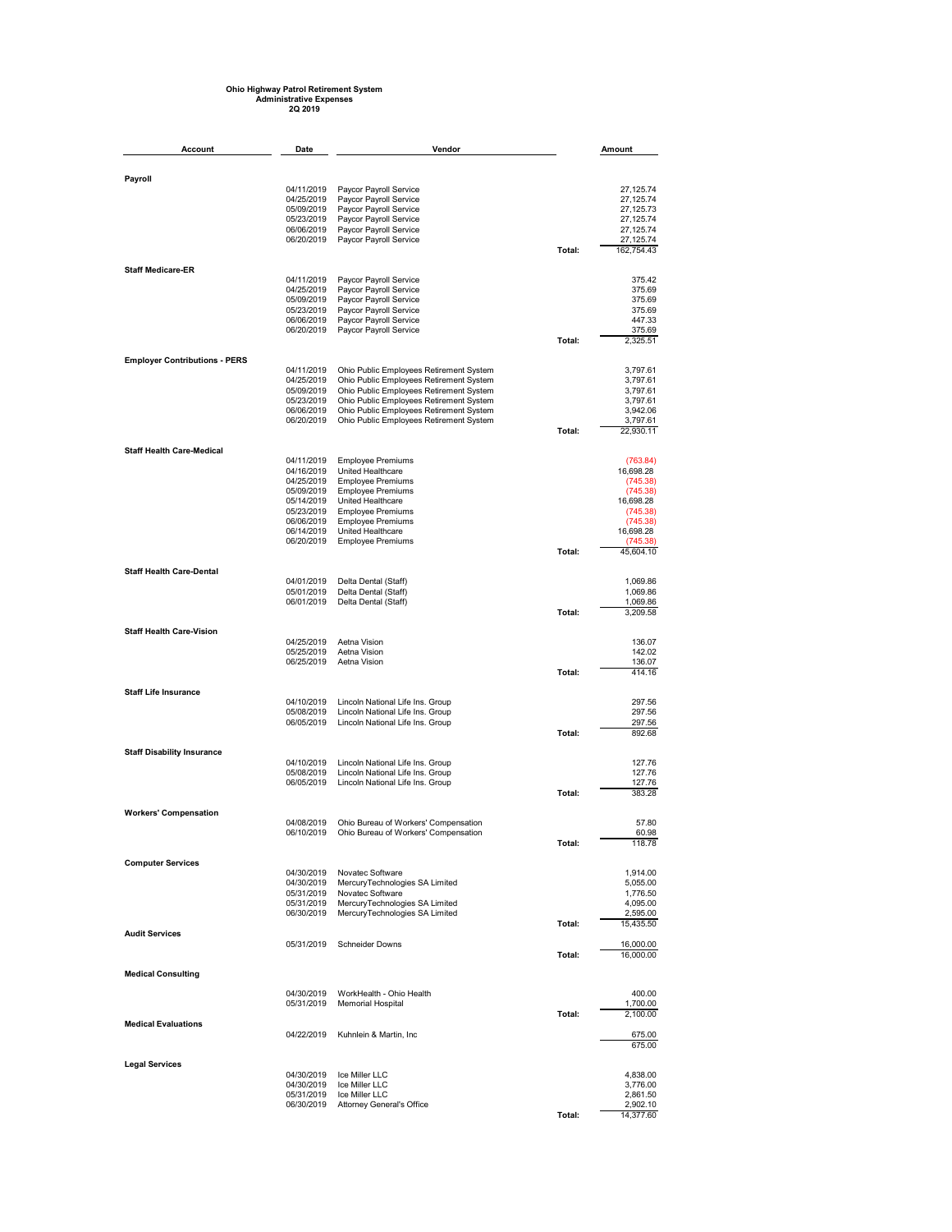**Ohio Highway Patrol Retirement System**
**Administrative Expenses**
**2Q 2019**

| Account | Date | Vendor | | Amount |
|---|---|---|---|---|
| **Payroll** | | | | |
| | 04/11/2019 | Paycor Payroll Service | | 27,125.74 |
| | 04/25/2019 | Paycor Payroll Service | | 27,125.74 |
| | 05/09/2019 | Paycor Payroll Service | | 27,125.73 |
| | 05/23/2019 | Paycor Payroll Service | | 27,125.74 |
| | 06/06/2019 | Paycor Payroll Service | | 27,125.74 |
| | 06/20/2019 | Paycor Payroll Service | | 27,125.74 |
| | | | Total: | 162,754.43 |
| **Staff Medicare-ER** | | | | |
| | 04/11/2019 | Paycor Payroll Service | | 375.42 |
| | 04/25/2019 | Paycor Payroll Service | | 375.69 |
| | 05/09/2019 | Paycor Payroll Service | | 375.69 |
| | 05/23/2019 | Paycor Payroll Service | | 375.69 |
| | 06/06/2019 | Paycor Payroll Service | | 447.33 |
| | 06/20/2019 | Paycor Payroll Service | | 375.69 |
| | | | Total: | 2,325.51 |
| **Employer Contributions - PERS** | | | | |
| | 04/11/2019 | Ohio Public Employees Retirement System | | 3,797.61 |
| | 04/25/2019 | Ohio Public Employees Retirement System | | 3,797.61 |
| | 05/09/2019 | Ohio Public Employees Retirement System | | 3,797.61 |
| | 05/23/2019 | Ohio Public Employees Retirement System | | 3,797.61 |
| | 06/06/2019 | Ohio Public Employees Retirement System | | 3,942.06 |
| | 06/20/2019 | Ohio Public Employees Retirement System | | 3,797.61 |
| | | | Total: | 22,930.11 |
| **Staff Health Care-Medical** | | | | |
| | 04/11/2019 | Employee Premiums | | (763.84) |
| | 04/16/2019 | United Healthcare | | 16,698.28 |
| | 04/25/2019 | Employee Premiums | | (745.38) |
| | 05/09/2019 | Employee Premiums | | (745.38) |
| | 05/14/2019 | United Healthcare | | 16,698.28 |
| | 05/23/2019 | Employee Premiums | | (745.38) |
| | 06/06/2019 | Employee Premiums | | (745.38) |
| | 06/14/2019 | United Healthcare | | 16,698.28 |
| | 06/20/2019 | Employee Premiums | | (745.38) |
| | | | Total: | 45,604.10 |
| **Staff Health Care-Dental** | | | | |
| | 04/01/2019 | Delta Dental (Staff) | | 1,069.86 |
| | 05/01/2019 | Delta Dental (Staff) | | 1,069.86 |
| | 06/01/2019 | Delta Dental (Staff) | | 1,069.86 |
| | | | Total: | 3,209.58 |
| **Staff Health Care-Vision** | | | | |
| | 04/25/2019 | Aetna Vision | | 136.07 |
| | 05/25/2019 | Aetna Vision | | 142.02 |
| | 06/25/2019 | Aetna Vision | | 136.07 |
| | | | Total: | 414.16 |
| **Staff Life Insurance** | | | | |
| | 04/10/2019 | Lincoln National Life Ins. Group | | 297.56 |
| | 05/08/2019 | Lincoln National Life Ins. Group | | 297.56 |
| | 06/05/2019 | Lincoln National Life Ins. Group | | 297.56 |
| | | | Total: | 892.68 |
| **Staff Disability Insurance** | | | | |
| | 04/10/2019 | Lincoln National Life Ins. Group | | 127.76 |
| | 05/08/2019 | Lincoln National Life Ins. Group | | 127.76 |
| | 06/05/2019 | Lincoln National Life Ins. Group | | 127.76 |
| | | | Total: | 383.28 |
| **Workers' Compensation** | | | | |
| | 04/08/2019 | Ohio Bureau of Workers' Compensation | | 57.80 |
| | 06/10/2019 | Ohio Bureau of Workers' Compensation | | 60.98 |
| | | | Total: | 118.78 |
| **Computer Services** | | | | |
| | 04/30/2019 | Novatec Software | | 1,914.00 |
| | 04/30/2019 | MercuryTechnologies SA Limited | | 5,055.00 |
| | 05/31/2019 | Novatec Software | | 1,776.50 |
| | 05/31/2019 | MercuryTechnologies SA Limited | | 4,095.00 |
| | 06/30/2019 | MercuryTechnologies SA Limited | | 2,595.00 |
| | | | Total: | 15,435.50 |
| **Audit Services** | | | | |
| | 05/31/2019 | Schneider Downs | | 16,000.00 |
| | | | Total: | 16,000.00 |
| **Medical Consulting** | | | | |
| | 04/30/2019 | WorkHealth - Ohio Health | | 400.00 |
| | 05/31/2019 | Memorial Hospital | | 1,700.00 |
| | | | Total: | 2,100.00 |
| **Medical Evaluations** | | | | |
| | 04/22/2019 | Kuhnlein & Martin, Inc | | 675.00 |
| | | | | 675.00 |
| **Legal Services** | | | | |
| | 04/30/2019 | Ice Miller LLC | | 4,838.00 |
| | 04/30/2019 | Ice Miller LLC | | 3,776.00 |
| | 05/31/2019 | Ice Miller LLC | | 2,861.50 |
| | 06/30/2019 | Attorney General's Office | | 2,902.10 |
| | | | Total: | 14,377.60 |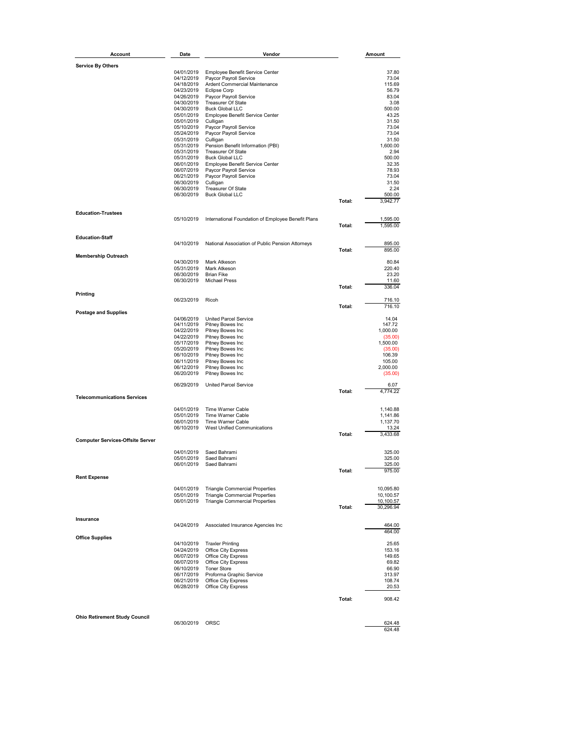| Account | Date | Vendor | | Amount |
|---|---|---|---|---|
| **Service By Others** | | | | |
| | 04/01/2019 | Employee Benefit Service Center | | 37.80 |
| | 04/12/2019 | Paycor Payroll Service | | 73.04 |
| | 04/18/2019 | Ardent Commercial Maintenance | | 115.69 |
| | 04/23/2019 | Eclipse Corp | | 56.79 |
| | 04/26/2019 | Paycor Payroll Service | | 83.04 |
| | 04/30/2019 | Treasurer Of State | | 3.08 |
| | 04/30/2019 | Buck Global LLC | | 500.00 |
| | 05/01/2019 | Employee Benefit Service Center | | 43.25 |
| | 05/01/2019 | Culligan | | 31.50 |
| | 05/10/2019 | Paycor Payroll Service | | 73.04 |
| | 05/24/2019 | Paycor Payroll Service | | 73.04 |
| | 05/31/2019 | Culligan | | 31.50 |
| | 05/31/2019 | Pension Benefit Information (PBI) | | 1,600.00 |
| | 05/31/2019 | Treasurer Of State | | 2.94 |
| | 05/31/2019 | Buck Global LLC | | 500.00 |
| | 06/01/2019 | Employee Benefit Service Center | | 32.35 |
| | 06/07/2019 | Paycor Payroll Service | | 78.93 |
| | 06/21/2019 | Paycor Payroll Service | | 73.04 |
| | 06/30/2019 | Culligan | | 31.50 |
| | 06/30/2019 | Treasurer Of State | | 2.24 |
| | 06/30/2019 | Buck Global LLC | | 500.00 |
| | | | Total: | 3,942.77 |
| **Education-Trustees** | | | | |
| | 05/10/2019 | International Foundation of Employee Benefit Plans | | 1,595.00 |
| | | | Total: | 1,595.00 |
| **Education-Staff** | | | | |
| | 04/10/2019 | National Association of Public Pension Attorneys | | 895.00 |
| | | | Total: | 895.00 |
| **Membership Outreach** | | | | |
| | 04/30/2019 | Mark Atkeson | | 80.84 |
| | 05/31/2019 | Mark Atkeson | | 220.40 |
| | 06/30/2019 | Brian Fike | | 23.20 |
| | 06/30/2019 | Michael Press | | 11.60 |
| | | | Total: | 336.04 |
| **Printing** | | | | |
| | 06/23/2019 | Ricoh | | 716.10 |
| | | | Total: | 716.10 |
| **Postage and Supplies** | | | | |
| | 04/06/2019 | United Parcel Service | | 14.04 |
| | 04/11/2019 | Pitney Bowes Inc | | 147.72 |
| | 04/22/2019 | Pitney Bowes Inc | | 1,000.00 |
| | 04/22/2019 | Pitney Bowes Inc | | (35.00) |
| | 05/17/2019 | Pitney Bowes Inc | | 1,500.00 |
| | 05/20/2019 | Pitney Bowes Inc | | (35.00) |
| | 06/10/2019 | Pitney Bowes Inc | | 106.39 |
| | 06/11/2019 | Pitney Bowes Inc | | 105.00 |
| | 06/12/2019 | Pitney Bowes Inc | | 2,000.00 |
| | 06/20/2019 | Pitney Bowes Inc | | (35.00) |
| | 06/29/2019 | United Parcel Service | | 6.07 |
| | | | Total: | 4,774.22 |
| **Telecommunications Services** | | | | |
| | 04/01/2019 | Time Warner Cable | | 1,140.88 |
| | 05/01/2019 | Time Warner Cable | | 1,141.86 |
| | 06/01/2019 | Time Warner Cable | | 1,137.70 |
| | 06/10/2019 | West Unified Communications | | 13.24 |
| | | | Total: | 3,433.68 |
| **Computer Services-Offsite Server** | | | | |
| | 04/01/2019 | Saed Bahrami | | 325.00 |
| | 05/01/2019 | Saed Bahrami | | 325.00 |
| | 06/01/2019 | Saed Bahrami | | 325.00 |
| | | | Total: | 975.00 |
| **Rent Expense** | | | | |
| | 04/01/2019 | Triangle Commercial Properties | | 10,095.80 |
| | 05/01/2019 | Triangle Commercial Properties | | 10,100.57 |
| | 06/01/2019 | Triangle Commercial Properties | | 10,100.57 |
| | | | Total: | 30,296.94 |
| **Insurance** | | | | |
| | 04/24/2019 | Associated Insurance Agencies Inc | | 464.00 |
| | | | | 464.00 |
| **Office Supplies** | | | | |
| | 04/10/2019 | Traxler Printing | | 25.65 |
| | 04/24/2019 | Office City Express | | 153.16 |
| | 06/07/2019 | Office City Express | | 149.65 |
| | 06/07/2019 | Office City Express | | 69.82 |
| | 06/10/2019 | Toner Store | | 66.90 |
| | 06/17/2019 | Proforma Graphic Service | | 313.97 |
| | 06/21/2019 | Office City Express | | 108.74 |
| | 06/28/2019 | Office City Express | | 20.53 |
| | | | Total: | 908.42 |
| **Ohio Retirement Study Council** | | | | |
| | 06/30/2019 | ORSC | | 624.48 |
| | | | | 624.48 |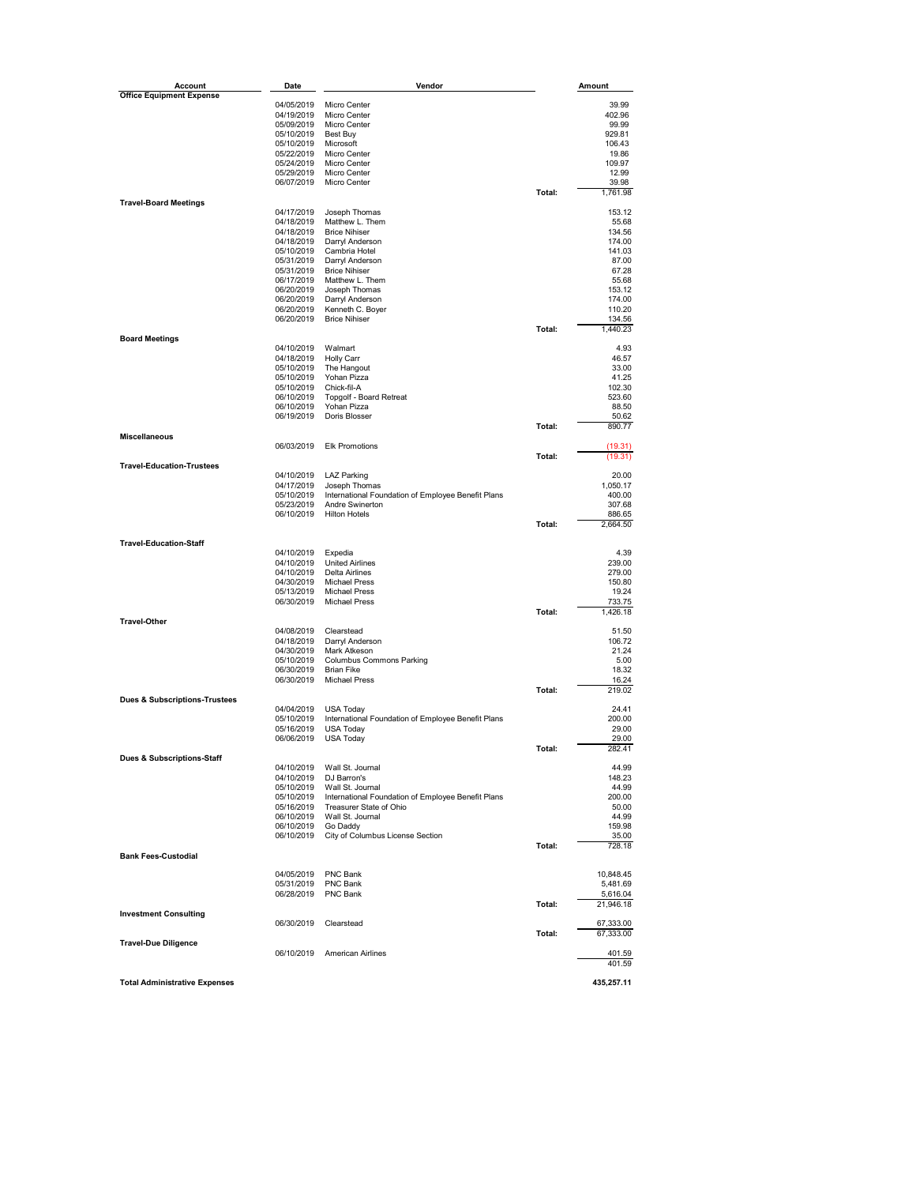| Account | Date | Vendor | | Amount |
|---|---|---|---|---|
| **Office Equipment Expense** | | | | |
| | 04/05/2019 | Micro Center | | 39.99 |
| | 04/19/2019 | Micro Center | | 402.96 |
| | 05/09/2019 | Micro Center | | 99.99 |
| | 05/10/2019 | Best Buy | | 929.81 |
| | 05/10/2019 | Microsoft | | 106.43 |
| | 05/22/2019 | Micro Center | | 19.86 |
| | 05/24/2019 | Micro Center | | 109.97 |
| | 05/29/2019 | Micro Center | | 12.99 |
| | 06/07/2019 | Micro Center | | 39.98 |
| | | | Total: | 1,761.98 |
| **Travel-Board Meetings** | | | | |
| | 04/17/2019 | Joseph Thomas | | 153.12 |
| | 04/18/2019 | Matthew L. Them | | 55.68 |
| | 04/18/2019 | Brice Nihiser | | 134.56 |
| | 04/18/2019 | Darryl Anderson | | 174.00 |
| | 05/10/2019 | Cambria Hotel | | 141.03 |
| | 05/31/2019 | Darryl Anderson | | 87.00 |
| | 05/31/2019 | Brice Nihiser | | 67.28 |
| | 06/17/2019 | Matthew L. Them | | 55.68 |
| | 06/20/2019 | Joseph Thomas | | 153.12 |
| | 06/20/2019 | Darryl Anderson | | 174.00 |
| | 06/20/2019 | Kenneth C. Boyer | | 110.20 |
| | 06/20/2019 | Brice Nihiser | | 134.56 |
| | | | Total: | 1,440.23 |
| **Board Meetings** | | | | |
| | 04/10/2019 | Walmart | | 4.93 |
| | 04/18/2019 | Holly Carr | | 46.57 |
| | 05/10/2019 | The Hangout | | 33.00 |
| | 05/10/2019 | Yohan Pizza | | 41.25 |
| | 05/10/2019 | Chick-fil-A | | 102.30 |
| | 06/10/2019 | Topgolf - Board Retreat | | 523.60 |
| | 06/10/2019 | Yohan Pizza | | 88.50 |
| | 06/19/2019 | Doris Blosser | | 50.62 |
| | | | Total: | 890.77 |
| **Miscellaneous** | | | | |
| | 06/03/2019 | Elk Promotions | | (19.31) |
| | | | Total: | (19.31) |
| **Travel-Education-Trustees** | | | | |
| | 04/10/2019 | LAZ Parking | | 20.00 |
| | 04/17/2019 | Joseph Thomas | | 1,050.17 |
| | 05/10/2019 | International Foundation of Employee Benefit Plans | | 400.00 |
| | 05/23/2019 | Andre Swinerton | | 307.68 |
| | 06/10/2019 | Hilton Hotels | | 886.65 |
| | | | Total: | 2,664.50 |
| **Travel-Education-Staff** | | | | |
| | 04/10/2019 | Expedia | | 4.39 |
| | 04/10/2019 | United Airlines | | 239.00 |
| | 04/10/2019 | Delta Airlines | | 279.00 |
| | 04/30/2019 | Michael Press | | 150.80 |
| | 05/13/2019 | Michael Press | | 19.24 |
| | 06/30/2019 | Michael Press | | 733.75 |
| | | | Total: | 1,426.18 |
| **Travel-Other** | | | | |
| | 04/08/2019 | Clearstead | | 51.50 |
| | 04/18/2019 | Darryl Anderson | | 106.72 |
| | 04/30/2019 | Mark Atkeson | | 21.24 |
| | 05/10/2019 | Columbus Commons Parking | | 5.00 |
| | 06/30/2019 | Brian Fike | | 18.32 |
| | 06/30/2019 | Michael Press | | 16.24 |
| | | | Total: | 219.02 |
| **Dues & Subscriptions-Trustees** | | | | |
| | 04/04/2019 | USA Today | | 24.41 |
| | 05/10/2019 | International Foundation of Employee Benefit Plans | | 200.00 |
| | 05/16/2019 | USA Today | | 29.00 |
| | 06/06/2019 | USA Today | | 29.00 |
| | | | Total: | 282.41 |
| **Dues & Subscriptions-Staff** | | | | |
| | 04/10/2019 | Wall St. Journal | | 44.99 |
| | 04/10/2019 | DJ Barron's | | 148.23 |
| | 05/10/2019 | Wall St. Journal | | 44.99 |
| | 05/10/2019 | International Foundation of Employee Benefit Plans | | 200.00 |
| | 05/16/2019 | Treasurer State of Ohio | | 50.00 |
| | 06/10/2019 | Wall St. Journal | | 44.99 |
| | 06/10/2019 | Go Daddy | | 159.98 |
| | 06/10/2019 | City of Columbus License Section | | 35.00 |
| | | | Total: | 728.18 |
| **Bank Fees-Custodial** | | | | |
| | 04/05/2019 | PNC Bank | | 10,848.45 |
| | 05/31/2019 | PNC Bank | | 5,481.69 |
| | 06/28/2019 | PNC Bank | | 5,616.04 |
| | | | Total: | 21,946.18 |
| **Investment Consulting** | | | | |
| | 06/30/2019 | Clearstead | | 67,333.00 |
| | | | Total: | 67,333.00 |
| **Travel-Due Diligence** | | | | |
| | 06/10/2019 | American Airlines | | 401.59 |
| | | | | 401.59 |
| **Total Administrative Expenses** | | | | **435,257.11** |